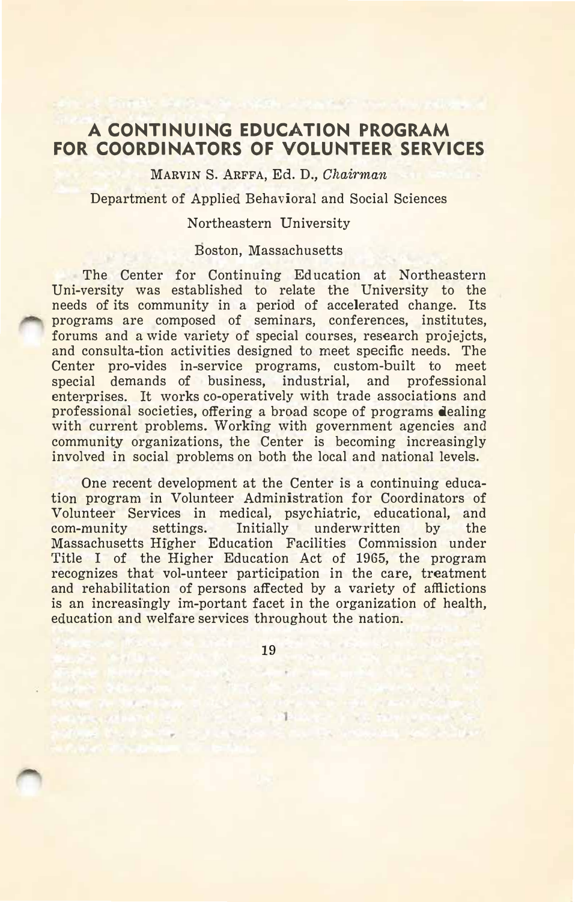# A CONTINUING EDUCATION PROGRAM FOR COORDINATORS OF VOLUNTEER SERVICES

MARVIN S. ARFFA, Ed. D., *Chairman*

Department of Applied Behavioral and Social Sciences

Northeastern University

Boston, Massachusetts

The Center for Continuing Education at Northeastern Uni-versity was established to relate the University to the needs of its community in a period of accelerated change. Its programs are composed of seminars, conferences, institutes, forums and a wide variety of special courses, research projejcts, and consulta-tion activities designed to meet specific needs. The Center pro-vides in-service programs, custom-built to meet special demands of business, industrial, and professional enterprises. It works co-operatively with trade associations and professional societies, offering a broad scope of programs dealing with current problems. Working with government agencies and community organizations, the Center is becoming increasingly involved in social problems on both the local and national levels.

One recent development at the Center is a continuing educa-tion program in Volunteer Administration for Coordinators of Volunteer Services in medical, psychiatric, educational, and com-munity settings. Initially underwritten by the Massachusetts Higher Education Facilities Commission under Title I of the Higher Education Act of 1965, the program recognizes that vol-unteer participation in the care, treatment and rehabilitation of persons affected by a variety of afflictions is an increasingly im-portant facet in the organization of health, education and welfare services throughout the nation.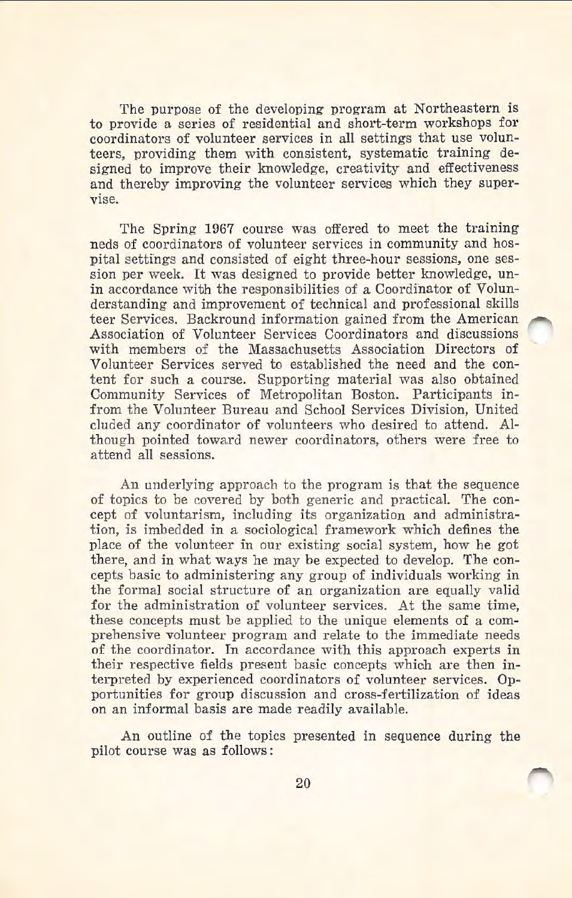The purpose of the developing program at Northeastern is to provide a series of residential and short-term workshops for coordinators of volunteer services in all settings that use volunteers, providing them with consistent, systematic training designed to improve their knowledge, creativity and effectiveness and thereby improving the volunteer services which they supervise.

The Spring 1967 course was offered to meet the training neds of coordinators of volunteer services in community and hospital settings and consisted of eight three-hour sessions, one session per week. It was designed to provide better knowledge, unin accordance with the responsibilities of a Coordinator of Volunderstanding and improvement of technical and professional skills teer Services. Backround information gained from the American Association of Volunteer Services Coordinators and discussions with members of the Massachusetts Association Directors of Volunteer Services served to established the need and the content for such a course. Supporting material was also obtained Community Services of Metropolitan Boston. Participants infrom the Volunteer Bureau and School Services Division, United cluded any coordinator of volunteers who desired to attend. Although pointed toward newer coordinators, others were free to attend all sessions.

An underlying approach to the program is that the sequence of topics to be covered by both generic and practical. The concept of voluntarism, including its organization and administration, is imbedded in a sociological framework which defines the place of the volunteer in our existing social system, how he got there, and in what ways he may be expected to develop. The concepts basic to administering any group of individuals working in the formal social structure of an organization are equally valid for the administration of volunteer services. At the same time, these concepts must be applied to the unique elements of a comprehensive volunteer program and relate to the immediate needs of the coordinator. In accordance with this approach experts in their respective fields present basic concepts which are then interpreted by experienced coordinators of volunteer services. Opportunities for group discussion and cross-fertilization of ideas on an informal basis are made readily available.

An outline of the topics presented in sequence during the pilot course was as follows: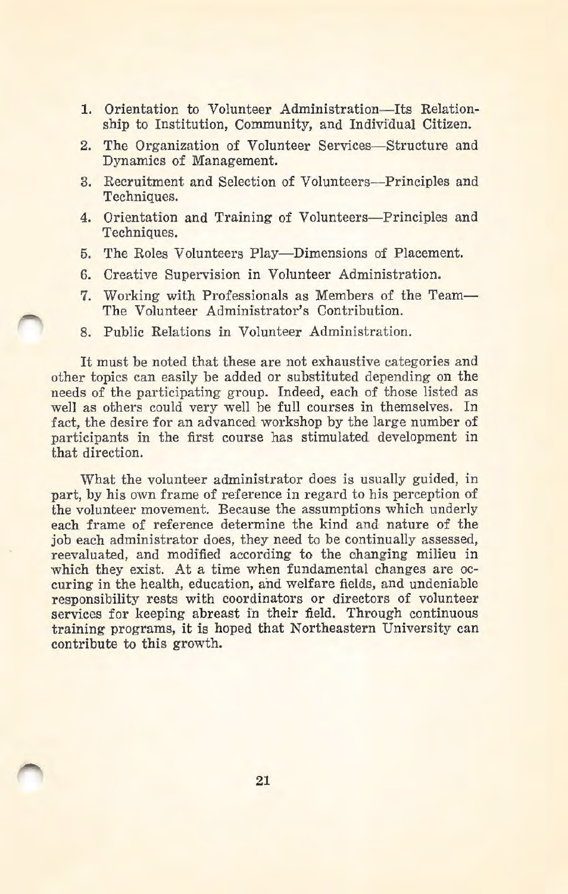1. Orientation to Volunteer Administration—Its Relationship to Institution, Community, and Individual Citizen.
2. The Organization of Volunteer Services—Structure and Dynamics of Management.
3. Recruitment and Selection of Volunteers—Principles and Techniques.
4. Orientation and Training of Volunteers—Principles and Techniques.
5. The Roles Volunteers Play—Dimensions of Placement.
6. Creative Supervision in Volunteer Administration.
7. Working with Professionals as Members of the Team—The Volunteer Administrator's Contribution.
8. Public Relations in Volunteer Administration.

It must be noted that these are not exhaustive categories and other topics can easily be added or substituted depending on the needs of the participating group. Indeed, each of those listed as well as others could very well be full courses in themselves. In fact, the desire for an advanced workshop by the large number of participants in the first course has stimulated development in that direction.

What the volunteer administrator does is usually guided, in part, by his own frame of reference in regard to his perception of the volunteer movement. Because the assumptions which underly each frame of reference determine the kind and nature of the job each administrator does, they need to be continually assessed, reevaluated, and modified according to the changing milieu in which they exist. At a time when fundamental changes are occuring in the health, education, and welfare fields, and undeniable responsibility rests with coordinators or directors of volunteer services for keeping abreast in their field. Through continuous training programs, it is hoped that Northeastern University can contribute to this growth.